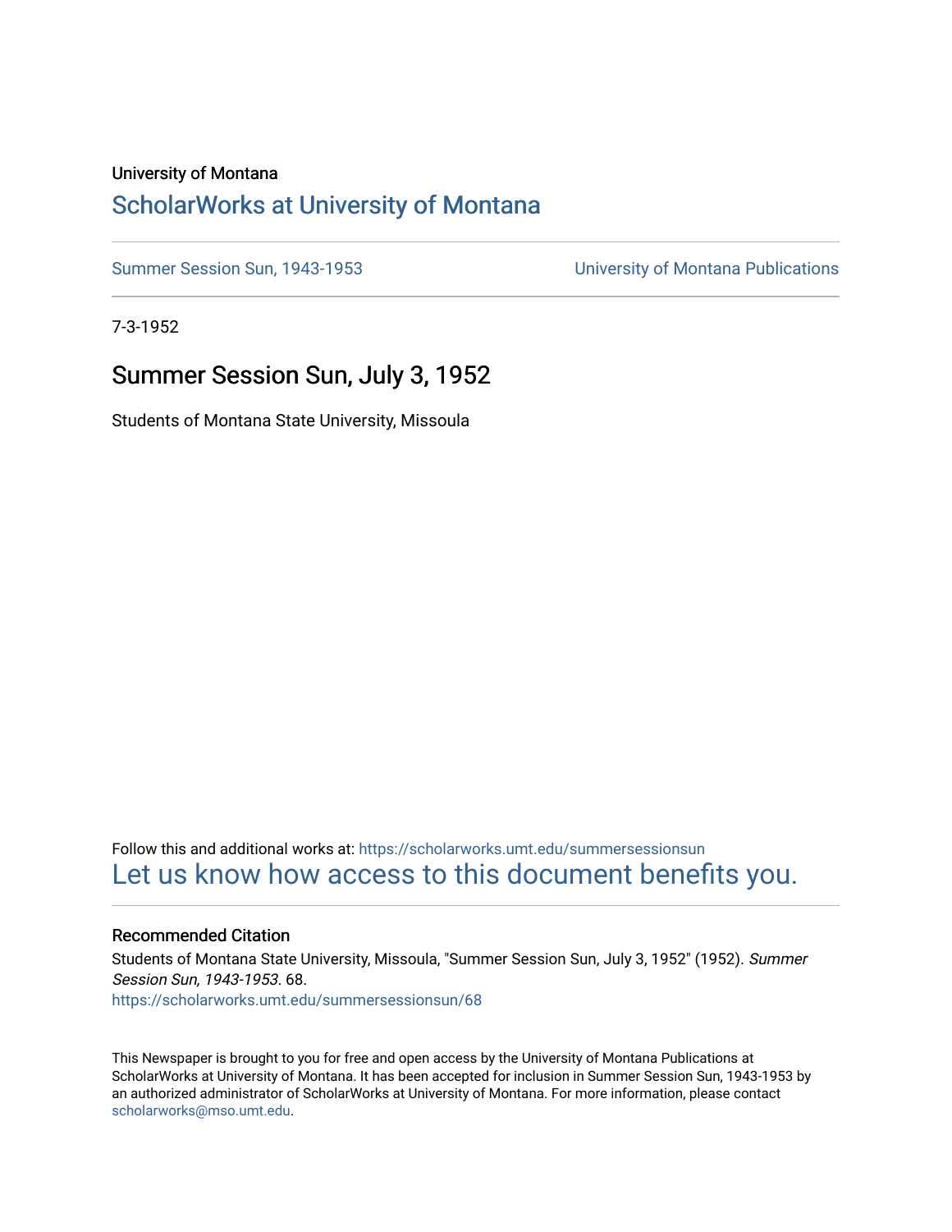University of Montana

# ScholarWorks at University of Montana

Summer Session Sun, 1943-1953

University of Montana Publications

7-3-1952

## Summer Session Sun, July 3, 1952

Students of Montana State University, Missoula

Follow this and additional works at: https://scholarworks.umt.edu/summersessionsun

Let us know how access to this document benefits you.

### Recommended Citation

Students of Montana State University, Missoula, "Summer Session Sun, July 3, 1952" (1952). *Summer Session Sun, 1943-1953*. 68.
https://scholarworks.umt.edu/summersessionsun/68

This Newspaper is brought to you for free and open access by the University of Montana Publications at ScholarWorks at University of Montana. It has been accepted for inclusion in Summer Session Sun, 1943-1953 by an authorized administrator of ScholarWorks at University of Montana. For more information, please contact scholarworks@mso.umt.edu.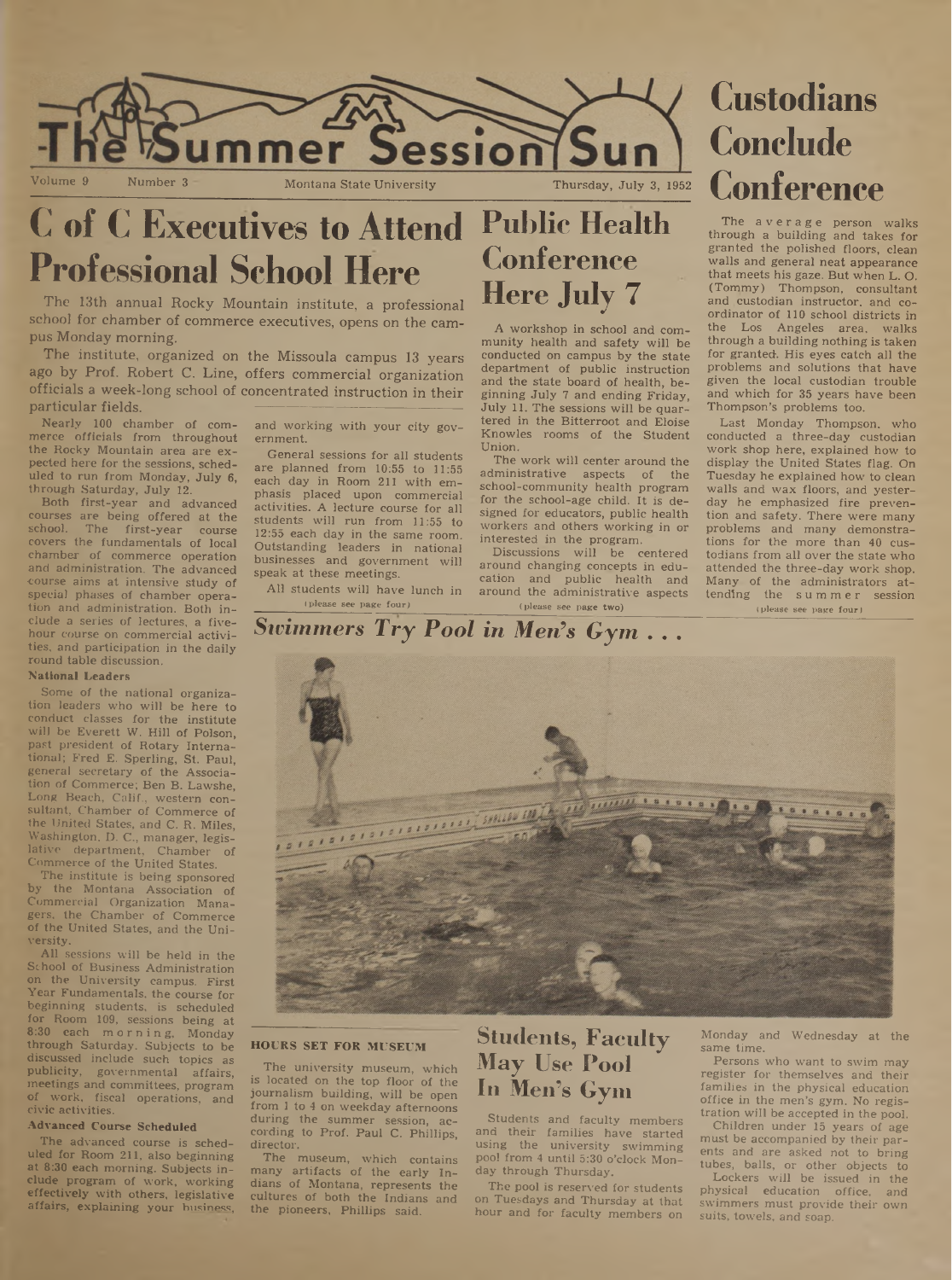# The Summer Session Sun

Volume 9 Number 3 Montana State University Thursday, July 3, 1952

# C of C Executives to Attend Professional School Here

The 13th annual Rocky Mountain institute, a professional school for chamber of commerce executives, opens on the campus Monday morning.

The institute, organized on the Missoula campus 13 years ago by Prof. Robert C. Line, offers commercial organization officials a week-long school of concentrated instruction in their particular fields.

Nearly 100 chamber of commerce officials from throughout the Rocky Mountain area are expected here for the sessions, scheduled to run from Monday, July 6, through Saturday, July 12.

Both first-year and advanced courses are being offered at the school. The first-year course covers the fundamentals of local chamber of commerce operation and administration. The advanced course aims at intensive study of special phases of chamber operation and administration. Both include a series of lectures, a five-hour course on commercial activities, and participation in the daily round table discussion.

**National Leaders**

Some of the national organization leaders who will be here to conduct classes for the institute will be Everett W. Hill of Polson, past president of Rotary International; Fred E. Sperling, St. Paul, general secretary of the Association of Commerce; Ben B. Lawshe, Long Beach, Calif., western consultant, Chamber of Commerce of the United States, and C. R. Miles, Washington, D. C., manager, legislative department, Chamber of Commerce of the United States.

The institute is being sponsored by the Montana Association of Commercial Organization Managers, the Chamber of Commerce of the United States, and the University.

All sessions will be held in the School of Business Administration on the University campus. First Year Fundamentals, the course for beginning students, is scheduled for Room 109, sessions being at 8:30 each morning, Monday through Saturday. Subjects to be discussed include such topics as publicity, governmental affairs, meetings and committees, program of work, fiscal operations, and civic activities.

**Advanced Course Scheduled**

The advanced course is scheduled for Room 211, also beginning at 8:30 each morning. Subjects include program of work, working effectively with others, legislative affairs, explaining your business, and working with your city government.

General sessions for all students are planned from 10:55 to 11:55 each day in Room 211 with emphasis placed upon commercial activities. A lecture course for all students will run from 11:55 to 12:55 each day in the same room. Outstanding leaders in national businesses and government will speak at these meetings.

All students will have lunch in

(please see page four)

# Public Health Conference Here July 7

A workshop in school and community health and safety will be conducted on campus by the state department of public instruction and the state board of health, beginning July 7 and ending Friday, July 11. The sessions will be quartered in the Bitterroot and Eloise Knowles rooms of the Student Union.

The work will center around the administrative aspects of the school-community health program for the school-age child. It is designed for educators, public health workers and others working in or interested in the program.

Discussions will be centered around changing concepts in education and public health and around the administrative aspects

(please see page two)

# Custodians Conclude Conference

The average person walks through a building and takes for granted the polished floors, clean walls and general neat appearance that meets his gaze. But when L. O. (Tommy) Thompson, consultant and custodian instructor, and coordinator of 110 school districts in the Los Angeles area, walks through a building nothing is taken for granted. His eyes catch all the problems and solutions that have given the local custodian trouble and which for 35 years have been Thompson's problems too.

Last Monday Thompson, who conducted a three-day custodian work shop here, explained how to display the United States flag. On Tuesday he explained how to clean walls and wax floors, and yesterday he emphasized fire prevention and safety. There were many problems and many demonstrations for the more than 40 custodians from all over the state who attended the three-day work shop. Many of the administrators attending the summer session

(please see page four)

## *Swimmers Try Pool in Men's Gym . . .*

### HOURS SET FOR MUSEUM

The university museum, which is located on the top floor of the journalism building, will be open from 1 to 4 on weekday afternoons during the summer session, according to Prof. Paul C. Phillips, director.

The museum, which contains many artifacts of the early Indians of Montana, represents the cultures of both the Indians and the pioneers, Phillips said.

## Students, Faculty May Use Pool In Men's Gym

Students and faculty members and their families have started using the university swimming pool from 4 until 5:30 o'clock Monday through Thursday.

The pool is reserved for students on Tuesdays and Thursday at that hour and for faculty members on Monday and Wednesday at the same time.

Persons who want to swim may register for themselves and their families in the physical education office in the men's gym. No registration will be accepted in the pool.

Children under 15 years of age must be accompanied by their parents and are asked not to bring tubes, balls, or other objects to

Lockers will be issued in the physical education office, and swimmers must provide their own suits, towels, and soap.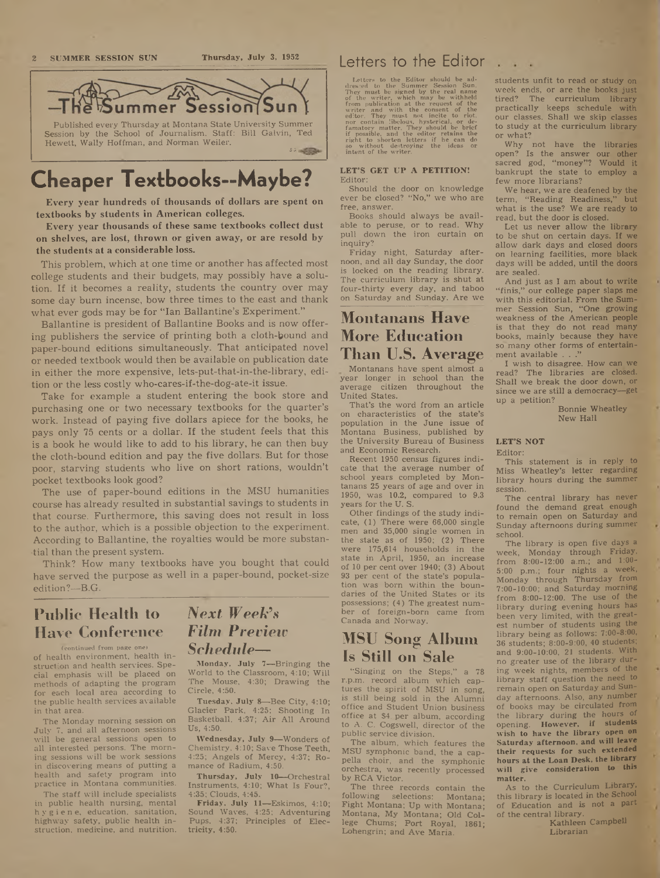## The Summer Session Sun

Published every Thursday at Montana State University Summer Session by the School of Journalism. Staff: Bill Galvin, Ted Hewett, Wally Hoffman, and Norman Weiler.

# Cheaper Textbooks--Maybe?

**Every year hundreds of thousands of dollars are spent on textbooks by students in American colleges.**

**Every year thousands of these same textbooks collect dust on shelves, are lost, thrown or given away, or are resold by the students at a considerable loss.**

This problem, which at one time or another has affected most college students and their budgets, may possibly have a solution. If it becomes a reality, students the country over may some day burn incense, bow three times to the east and thank what ever gods may be for "Ian Ballantine's Experiment."

Ballantine is president of Ballantine Books and is now offering publishers the service of printing both a cloth-bound and paper-bound editions simultaneously. That anticipated novel or needed textbook would then be available on publication date in either the more expensive, lets-put-that-in-the-library, edition or the less costly who-cares-if-the-dog-ate-it issue.

Take for example a student entering the book store and purchasing one or two necessary textbooks for the quarter's work. Instead of paying five dollars apiece for the books, he pays only 75 cents or a dollar. If the student feels that this is a book he would like to add to his library, he can then buy the cloth-bound edition and pay the five dollars. But for those poor, starving students who live on short rations, wouldn't pocket textbooks look good?

The use of paper-bound editions in the MSU humanities course has already resulted in substantial savings to students in that course. Furthermore, this saving does not result in loss to the author, which is a possible objection to the experiment. According to Ballantine, the royalties would be more substantial than the present system.

Think? How many textbooks have you bought that could have served the purpose as well in a paper-bound, pocket-size edition?—B.G.

## Public Health to Have Conference

(continued from page one)

of health environment, health instruction and health services. Special emphasis will be placed on methods of adapting the program for each local area according to the public health services available in that area.

The Monday morning session on July 7, and all afternoon sessions will be general sessions open to all interested persons. The morning sessions will be work sessions in discovering means of putting a health and safety program into practice in Montana communities.

The staff will include specialists in public health nursing, mental hygiene, education, sanitation, highway safety, public health instruction, medicine, and nutrition.

## *Next Week's Film Preview Schedule—*

**Monday, July 7**—Bringing the World to the Classroom, 4:10; Will The Mouse, 4:30; Drawing the Circle, 4:50.

**Tuesday, July 8**—Bee City, 4:10; Glacier Park, 4:25; Shooting In Basketball, 4:37; Air All Around Us, 4:50.

**Wednesday, July 9**—Wonders of Chemistry, 4:10; Save Those Teeth, 4:25; Angels of Mercy, 4:37; Romance of Radium, 4:50.

**Thursday, July 10**—Orchestral Instruments, 4:10; What Is Four?, 4:35; Clouds, 4:45.

**Friday, July 11**—Eskimos, 4:10; Sound Waves, 4:25; Adventuring Pups, 4:37; Principles of Electricity, 4:50.

# Letters to the Editor . . .

Letters to the Editor should be addressed to the Summer Session Sun. They must be signed by the real name of the writer, which may be withheld from publication at the request of the writer and with the consent of the editor. They must not incite to riot, nor contain libelous, hysterical, or defamatory matter. They should be brief if possible, and the editor retains the right to shorten letters if he can do so without destroying the ideas or intent of the writer.

**LET'S GET UP A PETITION!**

Editor:

Should the door on knowledge ever be closed? "No," we who are free, answer.

Books should always be available to peruse, or to read. Why pull down the iron curtain on inquiry?

Friday night, Saturday afternoon, and all day Sunday, the door is locked on the reading library. The curriculum library is shut at four-thirty every day, and taboo on Saturday and Sunday. Are we students unfit to read or study on week ends, or are the books just tired? The curriculum library practically keeps schedule with our classes. Shall we skip classes to study at the curriculum library or what?

Why not have the libraries open? Is the answer our other sacred god, "money"? Would it bankrupt the state to employ a few more librarians?

We hear, we are deafened by the term, "Reading Readiness," but what is the use? We are ready to read, but the door is closed.

Let us never allow the library to be shut on certain days. If we allow dark days and closed doors on learning facilities, more black days will be added, until the doors are sealed.

And just as I am about to write "finis," our college paper slaps me with this editorial. From the Summer Session Sun, "One growing weakness of the American people is that they do not read many books, mainly because they have so many other forms of entertainment available . . ."

I wish to disagree. How can we read? The libraries are closed. Shall we break the door down, or since we are still a democracy—get up a petition?

Bonnie Wheatley
New Hall

**LET'S NOT**

Editor:

This statement is in reply to Miss Wheatley's letter regarding library hours during the summer session.

The central library has never found the demand great enough to remain open on Saturday and Sunday afternoons during summer school.

The library is open five days a week, Monday through Friday, from 8:00-12:00 a.m.; and 1:00-5:00 p.m.; four nights a week, Monday through Thursday from 7:00-10:00; and Saturday morning from 8:00-12:00. The use of the library during evening hours has been very limited, with the greatest number of students using the library being as follows: 7:00-8:00, 36 students; 8:00-9:00, 40 students; and 9:00-10:00, 21 students. With no greater use of the library during week nights, members of the library staff question the need to remain open on Saturday and Sunday afternoons. Also, any number of books may be circulated from the library during the hours of opening. **However, if students wish to have the library open on Saturday afternoon, and will leave their requests for such extended hours at the Loan Desk, the library will give consideration to this matter.**

As to the Curriculum Library, this library is located in the School of Education and is not a part of the central library.

Kathleen Campbell
Librarian

## Montanans Have More Education Than U.S. Average

Montanans have spent almost a year longer in school than the average citizen throughout the United States.

That's the word from an article on characteristics of the state's population in the June issue of Montana Business, published by the University Bureau of Business and Economic Research.

Recent 1950 census figures indicate that the average number of school years completed by Montanans 25 years of age and over in 1950, was 10.2, compared to 9.3 years for the U. S.

Other findings of the study indicate, (1) There were 66,000 single men and 35,000 single women in the state as of 1950; (2) There were 175,614 households in the state in April, 1950, an increase of 10 per cent over 1940; (3) About 93 per cent of the state's population was born within the boundaries of the United States or its possessions; (4) The greatest number of foreign-born came from Canada and Norway.

## MSU Song Album Is Still on Sale

"Singing on the Steps," a 78 r.p.m. record album which captures the spirit of MSU in song, is still being sold in the Alumni office and Student Union business office at $4 per album, according to A. C. Cogswell, director of the public service division.

The album, which features the MSU symphonic band, the a cappella choir, and the symphonic orchestra, was recently processed by RCA Victor.

The three records contain the following selections: Montana; Fight Montana; Up with Montana; Montana, My Montana; Old College Chums; Port Royal, 1861; Lohengrin; and Ave Maria.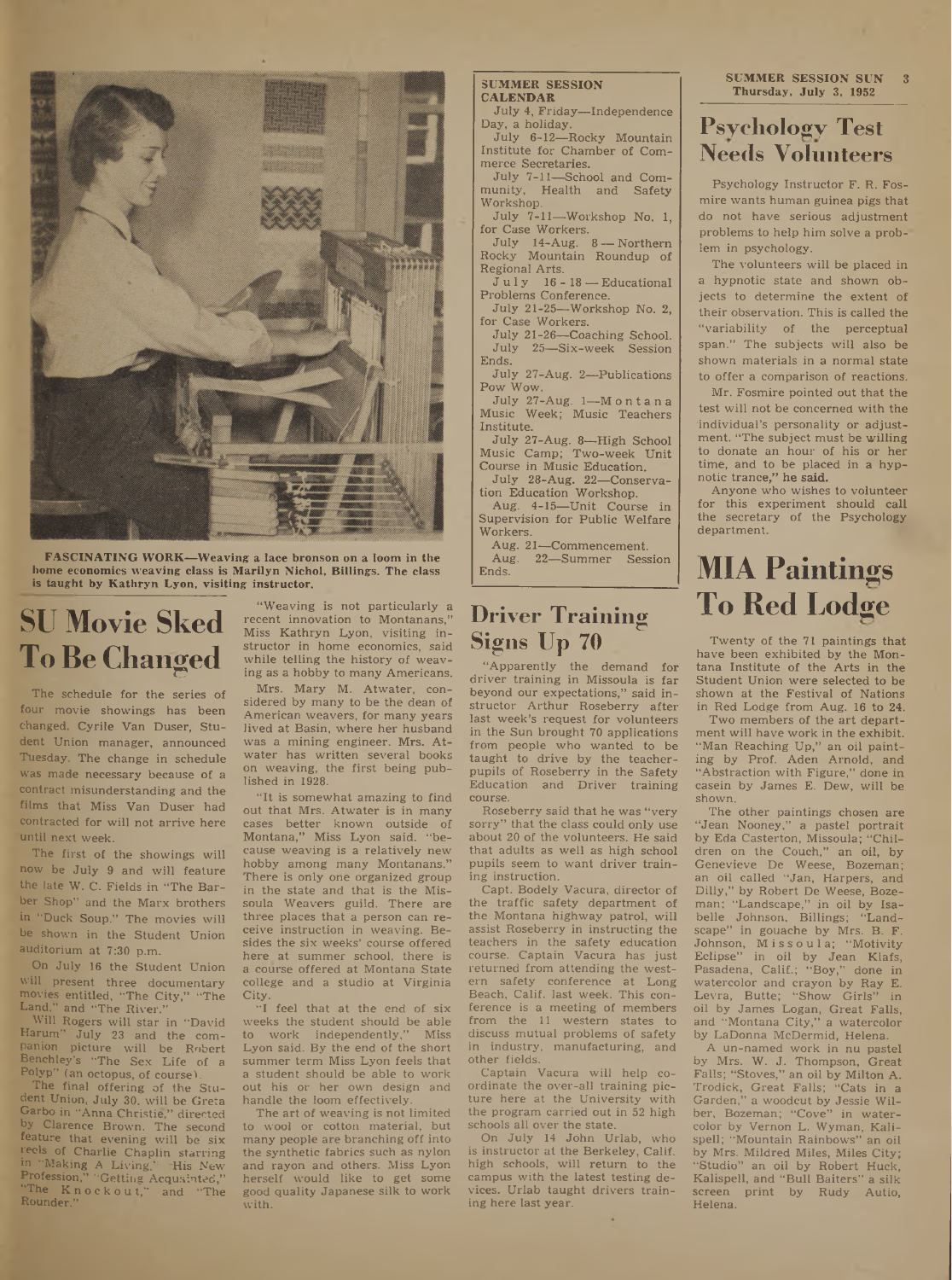**FASCINATING WORK—Weaving a lace bronson on a loom in the home economics weaving class is Marilyn Nichol, Billings. The class is taught by Kathryn Lyon, visiting instructor.**

# SU Movie Sked To Be Changed

The schedule for the series of four movie showings has been changed, Cyrile Van Duser, Student Union manager, announced Tuesday. The change in schedule was made necessary because of a contract misunderstanding and the films that Miss Van Duser had contracted for will not arrive here until next week.

The first of the showings will now be July 9 and will feature the late W. C. Fields in "The Barber Shop" and the Marx brothers in "Duck Soup." The movies will be shown in the Student Union auditorium at 7:30 p.m.

On July 16 the Student Union will present three documentary movies entitled, "The City," "The Land," and "The River."

Will Rogers will star in "David Harum" July 23 and the companion picture will be Robert Benchley's "The Sex Life of a Polyp" (an octopus, of course).

The final offering of the Student Union, July 30, will be Greta Garbo in "Anna Christie," directed by Clarence Brown. The second feature that evening will be six reels of Charlie Chaplin starring in "Making A Living," "His New Profession," "Getting Acquainted," "The Knockout," and "The Rounder."

"Weaving is not particularly a recent innovation to Montanans," Miss Kathryn Lyon, visiting instructor in home economics, said while telling the history of weaving as a hobby to many Americans.

Mrs. Mary M. Atwater, considered by many to be the dean of American weavers, for many years lived at Basin, where her husband was a mining engineer. Mrs. Atwater has written several books on weaving, the first being published in 1928.

"It is somewhat amazing to find out that Mrs. Atwater is in many cases better known outside of Montana," Miss Lyon said, "because weaving is a relatively new hobby among many Montanans." There is only one organized group in the state and that is the Missoula Weavers guild. There are three places that a person can receive instruction in weaving. Besides the six weeks' course offered here at summer school, there is a course offered at Montana State college and a studio at Virginia City.

"I feel that at the end of six weeks the student should be able to work independently," Miss Lyon said. By the end of the short summer term Miss Lyon feels that a student should be able to work out his or her own design and handle the loom effectively.

The art of weaving is not limited to wool or cotton material, but many people are branching off into the synthetic fabrics such as nylon and rayon and others. Miss Lyon herself would like to get some good quality Japanese silk to work with.

## SUMMER SESSION CALENDAR

July 4, Friday—Independence Day, a holiday.

July 6-12—Rocky Mountain Institute for Chamber of Commerce Secretaries.

July 7-11—School and Community, Health and Safety Workshop.

July 7-11—Workshop No. 1, for Case Workers.

July 14-Aug. 8—Northern Rocky Mountain Roundup of Regional Arts.

July 16-18—Educational Problems Conference.

July 21-25—Workshop No. 2, for Case Workers.

July 21-26—Coaching School.

July 25—Six-week Session Ends.

July 27-Aug. 2—Publications Pow Wow.

July 27-Aug. 1—Montana Music Week; Music Teachers Institute.

July 27-Aug. 8—High School Music Camp; Two-week Unit Course in Music Education.

July 28-Aug. 22—Conservation Education Workshop.

Aug. 4-15—Unit Course in Supervision for Public Welfare Workers.

Aug. 21—Commencement.

Aug. 22—Summer Session Ends.

# Driver Training Signs Up 70

"Apparently the demand for driver training in Missoula is far beyond our expectations," said instructor Arthur Roseberry after last week's request for volunteers in the Sun brought 70 applications from people who wanted to be taught to drive by the teacher-pupils of Roseberry in the Safety Education and Driver training course.

Roseberry said that he was "very sorry" that the class could only use about 20 of the volunteers. He said that adults as well as high school pupils seem to want driver training instruction.

Capt. Bodely Vacura, director of the traffic safety department of the Montana highway patrol, will assist Roseberry in instructing the teachers in the safety education course. Captain Vacura has just returned from attending the western safety conference at Long Beach, Calif. last week. This conference is a meeting of members from the 11 western states to discuss mutual problems of safety in industry, manufacturing, and other fields.

Captain Vacura will help coordinate the over-all training picture here at the University with the program carried out in 52 high schools all over the state.

On July 14 John Urlab, who is instructor at the Berkeley, Calif. high schools, will return to the campus with the latest testing devices. Urlab taught drivers training here last year.

# Psychology Test Needs Volunteers

Psychology Instructor F. R. Fosmire wants human guinea pigs that do not have serious adjustment problems to help him solve a problem in psychology.

The volunteers will be placed in a hypnotic state and shown objects to determine the extent of their observation. This is called the "variability of the perceptual span." The subjects will also be shown materials in a normal state to offer a comparison of reactions.

Mr. Fosmire pointed out that the test will not be concerned with the individual's personality or adjustment. "The subject must be willing to donate an hour of his or her time, and to be placed in a hypnotic trance," he said.

Anyone who wishes to volunteer for this experiment should call the secretary of the Psychology department.

# MIA Paintings To Red Lodge

Twenty of the 71 paintings that have been exhibited by the Montana Institute of the Arts in the Student Union were selected to be shown at the Festival of Nations in Red Lodge from Aug. 16 to 24.

Two members of the art department will have work in the exhibit. "Man Reaching Up," an oil painting by Prof. Aden Arnold, and "Abstraction with Figure," done in casein by James E. Dew, will be shown.

The other paintings chosen are "Jean Nooney," a pastel portrait by Eda Casterton, Missoula; "Children on the Couch," an oil, by Genevieve De Weese, Bozeman; an oil called "Jan, Harpers, and Dilly," by Robert De Weese, Bozeman; "Landscape," in oil by Isabelle Johnson, Billings; "Landscape" in gouache by Mrs. B. F. Johnson, Missoula; "Motivity Eclipse" in oil by Jean Klafs, Pasadena, Calif.; "Boy," done in watercolor and crayon by Ray E. Levra, Butte; "Show Girls" in oil by James Logan, Great Falls, and "Montana City," a watercolor by LaDonna McDermid, Helena.

A un-named work in nu pastel by Mrs. W. J. Thompson, Great Falls; "Stoves," an oil by Milton A. Trodick, Great Falls; "Cats in a Garden," a woodcut by Jessie Wilber, Bozeman; "Cove" in watercolor by Vernon L. Wyman, Kalispell; "Mountain Rainbows" an oil by Mrs. Mildred Miles, Miles City; "Studio" an oil by Robert Huck, Kalispell, and "Bull Baiters" a silk screen print by Rudy Autio, Helena.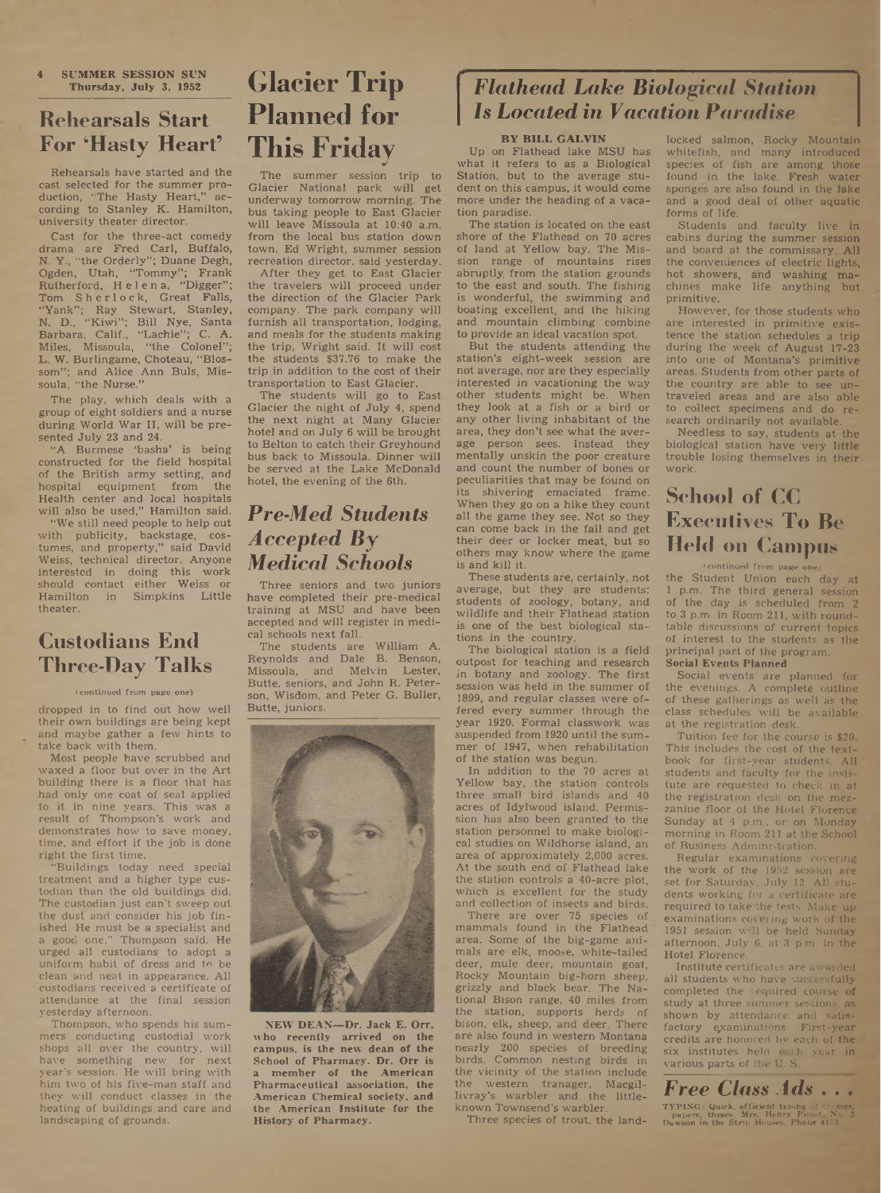## Rehearsals Start For 'Hasty Heart'

Rehearsals have started and the cast selected for the summer production, "The Hasty Heart," according to Stanley K. Hamilton, university theater director.

Cast for the three-act comedy drama are Fred Carl, Buffalo, N. Y., "the Orderly"; Duane Degh, Ogden, Utah, "Tommy"; Frank Rutherford, Helena, "Digger"; Tom Sherlock, Great Falls, "Yank"; Ray Stewart, Stanley, N. D., "Kiwi"; Bill Nye, Santa Barbara, Calif., "Lachie"; C. A. Miles, Missoula, "the Colonel"; L. W. Burlingame, Choteau, "Blossom"; and Alice Ann Buls, Missoula, "the Nurse."

The play, which deals with a group of eight soldiers and a nurse during World War II, will be presented July 23 and 24.

"A Burmese 'basha' is being constructed for the field hospital of the British army setting, and hospital equipment from the Health center and local hospitals will also be used," Hamilton said.

"We still need people to help out with publicity, backstage, costumes, and property," said David Weiss, technical director. Anyone interested in doing this work should contact either Weiss or Hamilton in Simpkins Little theater.

## Custodians End Three-Day Talks

(continued from page one)

dropped in to find out how well their own buildings are being kept and maybe gather a few hints to take back with them.

Most people have scrubbed and waxed a floor but over in the Art building there is a floor that has had only one coat of seal applied to it in nine years. This was a result of Thompson's work and demonstrates how to save money, time, and effort if the job is done right the first time.

"Buildings today need special treatment and a higher type custodian than the old buildings did. The custodian just can't sweep out the dust and consider his job finished. He must be a specialist and a good one," Thompson said. He urged all custodians to adopt a uniform habit of dress and to be clean and neat in appearance. All custodians received a certificate of attendance at the final session yesterday afternoon.

Thompson, who spends his summers conducting custodial work shops all over the country, will have something new for next year's session. He will bring with him two of his five-man staff and they will conduct classes in the heating of buildings and care and landscaping of grounds.

## Glacier Trip Planned for This Friday

The summer session trip to Glacier National park will get underway tomorrow morning. The bus taking people to East Glacier will leave Missoula at 10:40 a.m. from the local bus station down town, Ed Wright, summer session recreation director, said yesterday.

After they get to East Glacier the travelers will proceed under the direction of the Glacier Park company. The park company will furnish all transportation, lodging, and meals for the students making the trip, Wright said. It will cost the students $37.76 to make the trip in addition to the cost of their transportation to East Glacier.

The students will go to East Glacier the night of July 4, spend the next night at Many Glacier hotel and on July 6 will be brought to Belton to catch their Greyhound bus back to Missoula. Dinner will be served at the Lake McDonald hotel, the evening of the 6th.

## *Pre-Med Students Accepted By Medical Schools*

Three seniors and two juniors have completed their pre-medical training at MSU and have been accepted and will register in medical schools next fall.

The students are William A. Reynolds and Dale B. Benson, Missoula, and Melvin Lester, Butte, seniors, and John R. Peterson, Wisdom, and Peter G. Buller, Butte, juniors.

**NEW DEAN—Dr. Jack E. Orr, who recently arrived on the campus, is the new dean of the School of Pharmacy. Dr. Orr is a member of the American Pharmaceutical association, the American Chemical society, and the American Institute for the History of Pharmacy.**

## *Flathead Lake Biological Station Is Located in Vacation Paradise*

**BY BILL GALVIN**

Up on Flathead lake MSU has what it refers to as a Biological Station, but to the average student on this campus, it would come more under the heading of a vacation paradise.

The station is located on the east shore of the Flathead on 70 acres of land at Yellow bay. The Mission range of mountains rises abruptly from the station grounds to the east and south. The fishing is wonderful, the swimming and boating excellent, and the hiking and mountain climbing combine to provide an ideal vacation spot.

But the students attending the station's eight-week session are not average, nor are they especially interested in vacationing the way other students might be. When they look at a fish or a bird or any other living inhabitant of the area, they don't see what the average person sees. Instead they mentally unskin the poor creature and count the number of bones or peculiarities that may be found on its shivering emaciated frame. When they go on a hike they count all the game they see. Not so they can come back in the fall and get their deer or locker meat, but so others may know where the game is and kill it.

These students are, certainly, not average, but they are students: students of zoology, botany, and wildlife and their Flathead station is one of the best biological stations in the country.

The biological station is a field outpost for teaching and research in botany and zoology. The first session was held in the summer of 1899, and regular classes were offered every summer through the year 1920. Formal classwork was suspended from 1920 until the summer of 1947, when rehabilitation of the station was begun.

In addition to the 70 acres at Yellow bay, the station controls three small bird islands and 40 acres of Idylwood island. Permission has also been granted to the station personnel to make biological studies on Wildhorse island, an area of approximately 2,000 acres. At the south end of Flathead lake the station controls a 40-acre plot, which is excellent for the study and collection of insects and birds.

There are over 75 species of mammals found in the Flathead area. Some of the big-game animals are elk, moose, white-tailed deer, mule deer, mountain goat, Rocky Mountain big-horn sheep, grizzly and black bear. The National Bison range, 40 miles from the station, supports herds of bison, elk, sheep, and deer. There are also found in western Montana nearly 200 species of breeding birds. Common nesting birds in the vicinity of the station include the western tanager, Macgillivray's warbler and the little-known Townsend's warbler.

Three species of trout, the land-locked salmon, Rocky Mountain whitefish, and many introduced species of fish are among those found in the lake. Fresh water sponges are also found in the lake and a good deal of other aquatic forms of life.

Students and faculty live in cabins during the summer session and board at the commissary. All the conveniences of electric lights, hot showers, and washing machines make life anything but primitive.

However, for those students who are interested in primitive existence the station schedules a trip during the week of August 17-23 into one of Montana's primitive areas. Students from other parts of the country are able to see untraveled areas and are also able to collect specimens and do research ordinarily not available.

Needless to say, students at the biological station have very little trouble losing themselves in their work.

## School of CC Executives To Be Held on Campus

(continued from page one)

the Student Union each day at 1 p.m. The third general session of the day is scheduled from 2 to 3 p.m. in Room 211, with roundtable discussions of current topics of interest to the students as the principal part of the program.

**Social Events Planned**

Social events are planned for the evenings. A complete outline of these gatherings as well as the class schedules will be available at the registration desk.

Tuition fee for the course is $20. This includes the cost of the textbook for first-year students. All students and faculty for the institute are requested to check in at the registration desk on the mezzanine floor of the Hotel Florence Sunday at 4 p.m., or on Monday morning in Room 211 at the School of Business Administration.

Regular examinations covering the work of the 1952 session are set for Saturday, July 12. All students working for a certificate are required to take the tests. Make-up examinations covering work of the 1951 session will be held Sunday afternoon, July 6, at 3 p.m. in the Hotel Florence.

Institute certificates are awarded all students who have successfully completed the required course of study at three summer sessions, as shown by attendance and satisfactory examinations. First-year credits are honored by each of the six institutes held each year in various parts of the U. S.

## *Free Class Ads . . .*

TYPING: Quick, efficient typing of themes, papers, theses. Mrs. Henry Pleas..., No. 3 Dawson in the Strip Houses. Phone 4173.